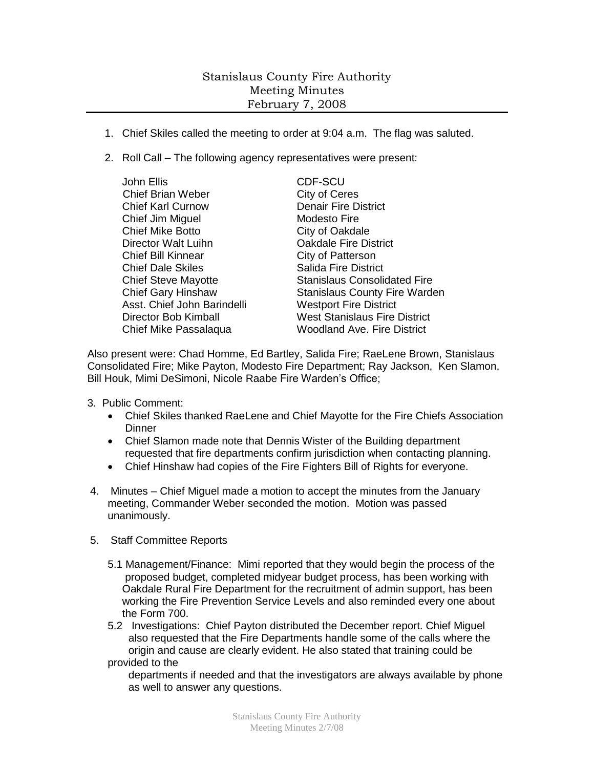# Stanislaus County Fire Authority
## Meeting Minutes
### February 7, 2008

1. Chief Skiles called the meeting to order at 9:04 a.m. The flag was saluted.

2. Roll Call – The following agency representatives were present:

| | |
|---|---|
| John Ellis | CDF-SCU |
| Chief Brian Weber | City of Ceres |
| Chief Karl Curnow | Denair Fire District |
| Chief Jim Miguel | Modesto Fire |
| Chief Mike Botto | City of Oakdale |
| Director Walt Luihn | Oakdale Fire District |
| Chief Bill Kinnear | City of Patterson |
| Chief Dale Skiles | Salida Fire District |
| Chief Steve Mayotte | Stanislaus Consolidated Fire |
| Chief Gary Hinshaw | Stanislaus County Fire Warden |
| Asst. Chief John Barindelli | Westport Fire District |
| Director Bob Kimball | West Stanislaus Fire District |
| Chief Mike Passalaqua | Woodland Ave. Fire District |

Also present were: Chad Homme, Ed Bartley, Salida Fire; RaeLene Brown, Stanislaus Consolidated Fire; Mike Payton, Modesto Fire Department; Ray Jackson, Ken Slamon, Bill Houk, Mimi DeSimoni, Nicole Raabe Fire Warden's Office;

3. Public Comment:
   - Chief Skiles thanked RaeLene and Chief Mayotte for the Fire Chiefs Association Dinner
   - Chief Slamon made note that Dennis Wister of the Building department requested that fire departments confirm jurisdiction when contacting planning.
   - Chief Hinshaw had copies of the Fire Fighters Bill of Rights for everyone.

4. Minutes – Chief Miguel made a motion to accept the minutes from the January meeting, Commander Weber seconded the motion. Motion was passed unanimously.

5. Staff Committee Reports

   5.1 Management/Finance: Mimi reported that they would begin the process of the proposed budget, completed midyear budget process, has been working with Oakdale Rural Fire Department for the recruitment of admin support, has been working the Fire Prevention Service Levels and also reminded every one about the Form 700.

   5.2 Investigations: Chief Payton distributed the December report. Chief Miguel also requested that the Fire Departments handle some of the calls where the origin and cause are clearly evident. He also stated that training could be provided to the departments if needed and that the investigators are always available by phone as well to answer any questions.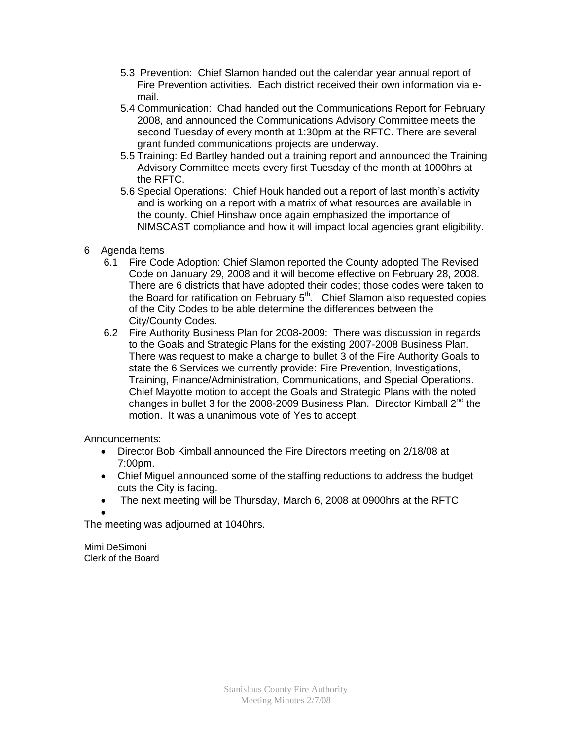- 5.3 Prevention: Chief Slamon handed out the calendar year annual report of Fire Prevention activities. Each district received their own information via e-mail.
- 5.4 Communication: Chad handed out the Communications Report for February 2008, and announced the Communications Advisory Committee meets the second Tuesday of every month at 1:30pm at the RFTC. There are several grant funded communications projects are underway.
- 5.5 Training: Ed Bartley handed out a training report and announced the Training Advisory Committee meets every first Tuesday of the month at 1000hrs at the RFTC.
- 5.6 Special Operations: Chief Houk handed out a report of last month's activity and is working on a report with a matrix of what resources are available in the county. Chief Hinshaw once again emphasized the importance of NIMSCAST compliance and how it will impact local agencies grant eligibility.

6 Agenda Items

- 6.1 Fire Code Adoption: Chief Slamon reported the County adopted The Revised Code on January 29, 2008 and it will become effective on February 28, 2008. There are 6 districts that have adopted their codes; those codes were taken to the Board for ratification on February 5th. Chief Slamon also requested copies of the City Codes to be able determine the differences between the City/County Codes.
- 6.2 Fire Authority Business Plan for 2008-2009: There was discussion in regards to the Goals and Strategic Plans for the existing 2007-2008 Business Plan. There was request to make a change to bullet 3 of the Fire Authority Goals to state the 6 Services we currently provide: Fire Prevention, Investigations, Training, Finance/Administration, Communications, and Special Operations. Chief Mayotte motion to accept the Goals and Strategic Plans with the noted changes in bullet 3 for the 2008-2009 Business Plan. Director Kimball 2nd the motion. It was a unanimous vote of Yes to accept.

Announcements:

- Director Bob Kimball announced the Fire Directors meeting on 2/18/08 at 7:00pm.
- Chief Miguel announced some of the staffing reductions to address the budget cuts the City is facing.
- The next meeting will be Thursday, March 6, 2008 at 0900hrs at the RFTC

The meeting was adjourned at 1040hrs.

Mimi DeSimoni
Clerk of the Board